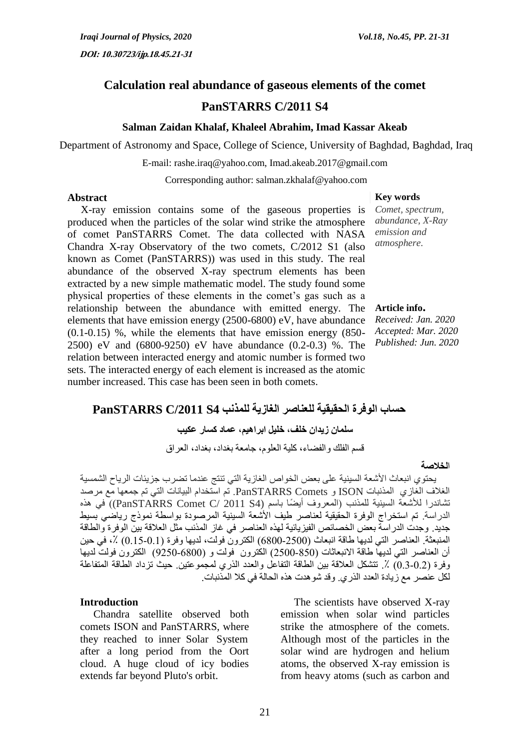# Calculation real abundance of gaseous elements of the comet PanSTARRS C/2011 S4

**Salman Zaidan Khalaf, Khaleel Abrahim, Imad Kassar Akeab**

Department of Astronomy and Space, College of Science, University of Baghdad, Baghdad, Iraq

E-mail: rashe.iraq@yahoo.com, Imad.akeab.2017@gmail.com

Corresponding author: salman.zkhalaf@yahoo.com

## Abstract

X-ray emission contains some of the gaseous properties is produced when the particles of the solar wind strike the atmosphere of comet PanSTARRS Comet. The data collected with NASA Chandra X-ray Observatory of the two comets, C/2012 S1 (also known as Comet (PanSTARRS)) was used in this study. The real abundance of the observed X-ray spectrum elements has been extracted by a new simple mathematic model. The study found some physical properties of these elements in the comet's gas such as a relationship between the abundance with emitted energy. The elements that have emission energy (2500-6800) eV, have abundance (0.1-0.15) %, while the elements that have emission energy (850-2500) eV and (6800-9250) eV have abundance (0.2-0.3) %. The relation between interacted energy and atomic number is formed two sets. The interacted energy of each element is increased as the atomic number increased. This case has been seen in both comets.

**Key words**

*Comet, spectrum, abundance, X-Ray emission and atmosphere.*

**Article info.**

*Received: Jan. 2020*
*Accepted: Mar. 2020*
*Published: Jun. 2020*

# حساب الوفرة الحقيقية للعناصر الغازية للمذنب PanSTARRS C/2011 S4

**سلمان زيدان خلف، خليل ابراهيم، عماد كسار عكيب**

قسم الفلك والفضاء، كلية العلوم، جامعة بغداد، بغداد، العراق

## الخلاصة

يحتوي انبعاث الأشعة السينية على بعض الخواص الغازية التي تنتج عندما تضرب جزيئات الرياح الشمسية الغلاف الغازي المذنبات ISON و PanSTARRS Comets. تم استخدام البيانات التي تم جمعها مع مرصد تشاندرا للأشعة السينية للمذنب (المعروف أيضًا باسم (PanSTARRS Comet C/ 2011 S4)) في هذه الدراسة. تم استخراج الوفرة الحقيقية لعناصر طيف الأشعة السينية المرصودة بواسطة نموذج رياضي بسيط جديد. وجدت الدراسة بعض الخصائص الفيزيائية لهذه العناصر في غاز المذنب مثل العلاقة بين الوفرة والطاقة المنبعثة. العناصر التي لديها طاقة انبعاث (2500-6800) الكترون فولت، لديها وفرة (0.1-0.15) ٪، في حين أن العناصر التي لديها طاقة الانبعاثات (850-2500) الكترون فولت و (6800-9250) الكترون فولت لديها وفرة (0.2-0.3) ٪. تتشكل العلاقة بين الطاقة التفاعل والعدد الذري لمجموعتين. حيث تزداد الطاقة المتفاعلة لكل عنصر مع زيادة العدد الذري. وقد شوهدت هذه الحالة في كلا المذنبات.

## Introduction

Chandra satellite observed both comets ISON and PanSTARRS, where they reached to inner Solar System after a long period from the Oort cloud. A huge cloud of icy bodies extends far beyond Pluto's orbit.

The scientists have observed X-ray emission when solar wind particles strike the atmosphere of the comets. Although most of the particles in the solar wind are hydrogen and helium atoms, the observed X-ray emission is from heavy atoms (such as carbon and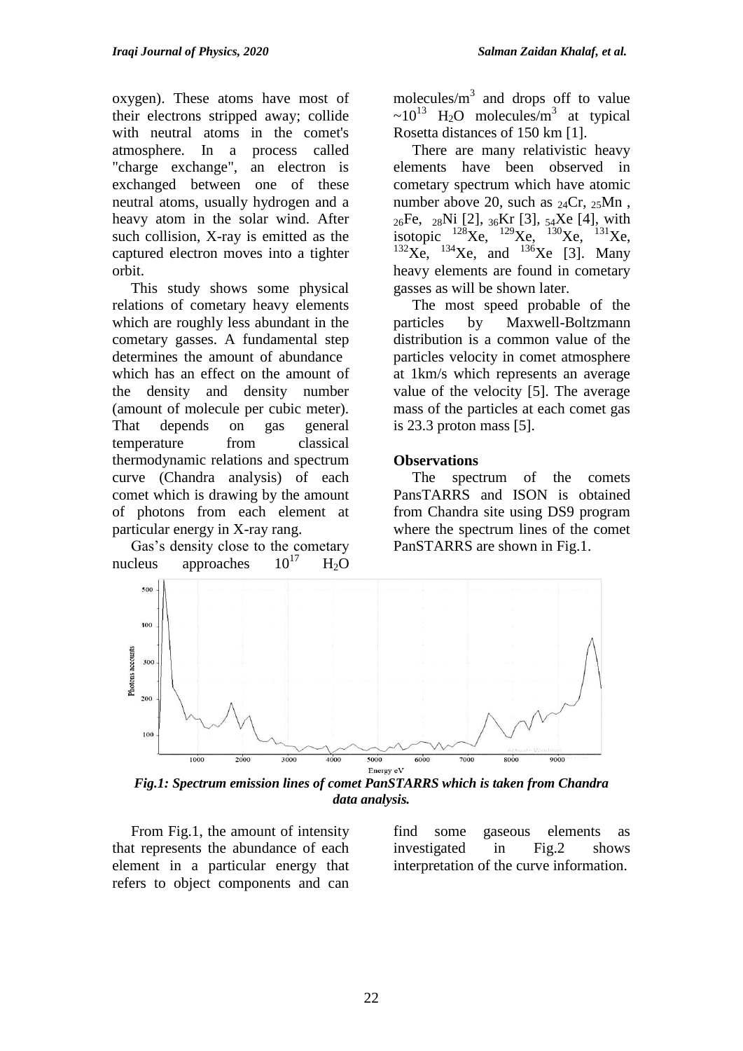oxygen). These atoms have most of their electrons stripped away; collide with neutral atoms in the comet's atmosphere. In a process called "charge exchange", an electron is exchanged between one of these neutral atoms, usually hydrogen and a heavy atom in the solar wind. After such collision, X-ray is emitted as the captured electron moves into a tighter orbit.

This study shows some physical relations of cometary heavy elements which are roughly less abundant in the cometary gasses. A fundamental step determines the amount of abundance which has an effect on the amount of the density and density number (amount of molecule per cubic meter). That depends on gas general temperature from classical thermodynamic relations and spectrum curve (Chandra analysis) of each comet which is drawing by the amount of photons from each element at particular energy in X-ray rang.

Gas's density close to the cometary nucleus approaches $10^{17}$ $H_2O$ molecules/$m^3$ and drops off to value $\sim 10^{13}$ $H_2O$ molecules/$m^3$ at typical Rosetta distances of 150 km [1].

There are many relativistic heavy elements have been observed in cometary spectrum which have atomic number above 20, such as $_{24}Cr$, $_{25}Mn$, $_{26}Fe$, $_{28}Ni$ [2], $_{36}Kr$ [3], $_{54}Xe$ [4], with isotopic $^{128}Xe$, $^{129}Xe$, $^{130}Xe$, $^{131}Xe$, $^{132}Xe$, $^{134}Xe$, and $^{136}Xe$ [3]. Many heavy elements are found in cometary gasses as will be shown later.

The most speed probable of the particles by Maxwell-Boltzmann distribution is a common value of the particles velocity in comet atmosphere at 1km/s which represents an average value of the velocity [5]. The average mass of the particles at each comet gas is 23.3 proton mass [5].

## Observations

The spectrum of the comets PansTARRS and ISON is obtained from Chandra site using DS9 program where the spectrum lines of the comet PanSTARRS are shown in Fig.1.

***Fig.1: Spectrum emission lines of comet PanSTARRS which is taken from Chandra data analysis.***

From Fig.1, the amount of intensity that represents the abundance of each element in a particular energy that refers to object components and can find some gaseous elements as investigated in Fig.2 shows interpretation of the curve information.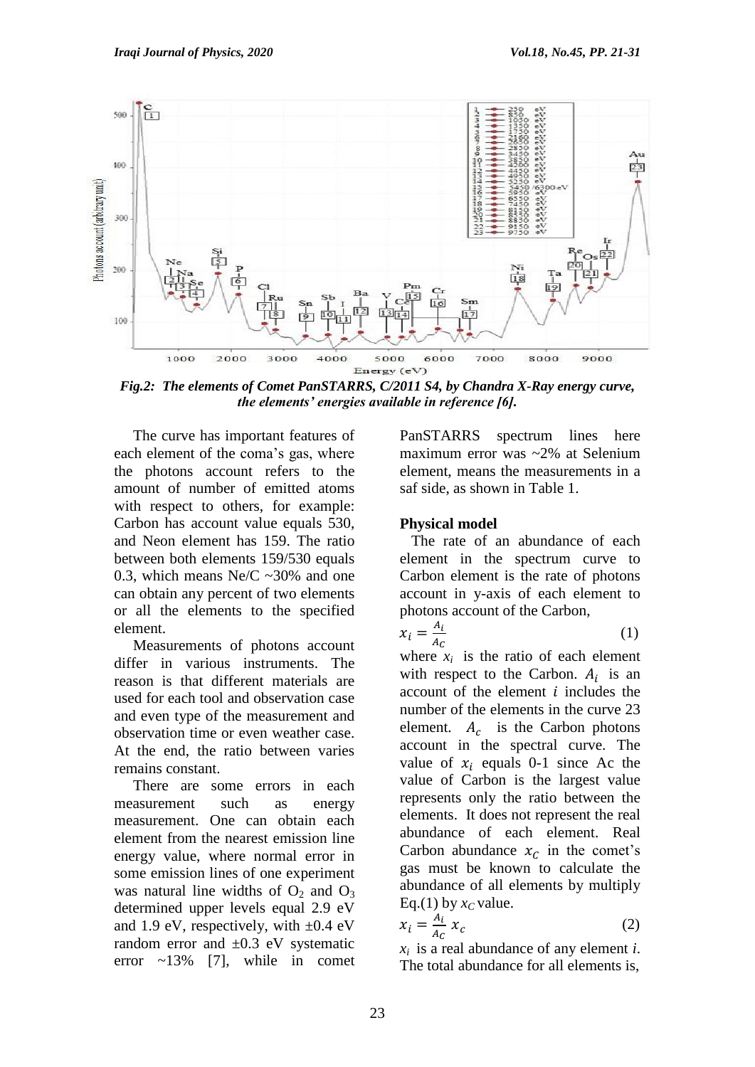*Fig.2: The elements of Comet PanSTARRS, C/2011 S4, by Chandra X-Ray energy curve, the elements' energies available in reference [6].*

The curve has important features of each element of the coma's gas, where the photons account refers to the amount of number of emitted atoms with respect to others, for example: Carbon has account value equals 530, and Neon element has 159. The ratio between both elements 159/530 equals 0.3, which means Ne/C ~30% and one can obtain any percent of two elements or all the elements to the specified element.

Measurements of photons account differ in various instruments. The reason is that different materials are used for each tool and observation case and even type of the measurement and observation time or even weather case. At the end, the ratio between varies remains constant.

There are some errors in each measurement such as energy measurement. One can obtain each element from the nearest emission line energy value, where normal error in some emission lines of one experiment was natural line widths of $O_2$ and $O_3$ determined upper levels equal 2.9 eV and 1.9 eV, respectively, with ±0.4 eV random error and ±0.3 eV systematic error ~13% [7], while in comet PanSTARRS spectrum lines here maximum error was ~2% at Selenium element, means the measurements in a saf side, as shown in Table 1.

**Physical model**

The rate of an abundance of each element in the spectrum curve to Carbon element is the rate of photons account in y-axis of each element to photons account of the Carbon,

$$x_i = \frac{A_i}{A_C} \tag{1}$$

where $x_i$ is the ratio of each element with respect to the Carbon. $A_i$ is an account of the element $i$ includes the number of the elements in the curve 23 element. $A_c$ is the Carbon photons account in the spectral curve. The value of $x_i$ equals 0-1 since Ac the value of Carbon is the largest value represents only the ratio between the elements. It does not represent the real abundance of each element. Real Carbon abundance $x_C$ in the comet's gas must be known to calculate the abundance of all elements by multiply Eq.(1) by $x_C$ value.

$$x_i = \frac{A_i}{A_C} x_c \tag{2}$$

$x_i$ is a real abundance of any element $i$. The total abundance for all elements is,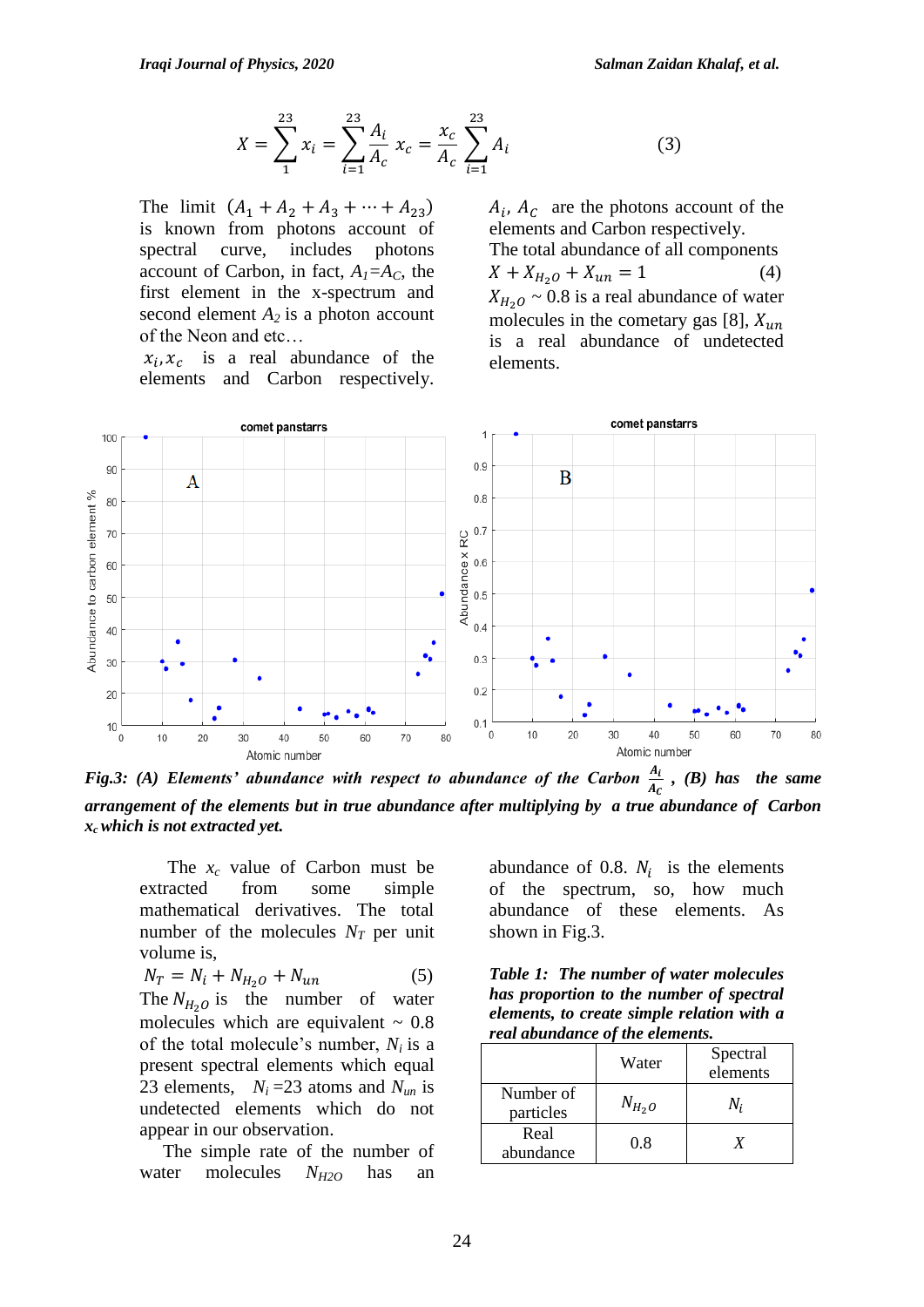$$X = \sum_{1}^{23} x_i = \sum_{i=1}^{23} \frac{A_i}{A_c} x_c = \frac{x_c}{A_c} \sum_{i=1}^{23} A_i \qquad (3)$$

The limit $(A_1 + A_2 + A_3 + \cdots + A_{23})$ is known from photons account of spectral curve, includes photons account of Carbon, in fact, $A_1 = A_C$, the first element in the x-spectrum and second element $A_2$ is a photon account of the Neon and etc…

$x_i, x_c$ is a real abundance of the elements and Carbon respectively.

$A_i$, $A_C$ are the photons account of the elements and Carbon respectively.

The total abundance of all components

$$X + X_{H_2O} + X_{un} = 1 \qquad (4)$$

$X_{H_2O}$ ~ 0.8 is a real abundance of water molecules in the cometary gas [8], $X_{un}$ is a real abundance of undetected elements.

*Fig.3: (A) Elements' abundance with respect to abundance of the Carbon $\frac{A_i}{A_c}$ , (B) has the same arrangement of the elements but in true abundance after multiplying by a true abundance of Carbon $x_c$ which is not extracted yet.*

The $x_c$ value of Carbon must be extracted from some simple mathematical derivatives. The total number of the molecules $N_T$ per unit volume is,

$$N_T = N_i + N_{H_2O} + N_{un} \qquad (5)$$

The $N_{H_2O}$ is the number of water molecules which are equivalent ~ 0.8 of the total molecule's number, $N_i$ is a present spectral elements which equal 23 elements, $N_i$ =23 atoms and $N_{un}$ is undetected elements which do not appear in our observation.

The simple rate of the number of water molecules $N_{H2O}$ has an abundance of 0.8. $N_i$ is the elements of the spectrum, so, how much abundance of these elements. As shown in Fig.3.

***Table 1: The number of water molecules has proportion to the number of spectral elements, to create simple relation with a real abundance of the elements.***

| | Water | Spectral elements |
|---|---|---|
| Number of particles | $N_{H_2O}$ | $N_i$ |
| Real abundance | 0.8 | $X$ |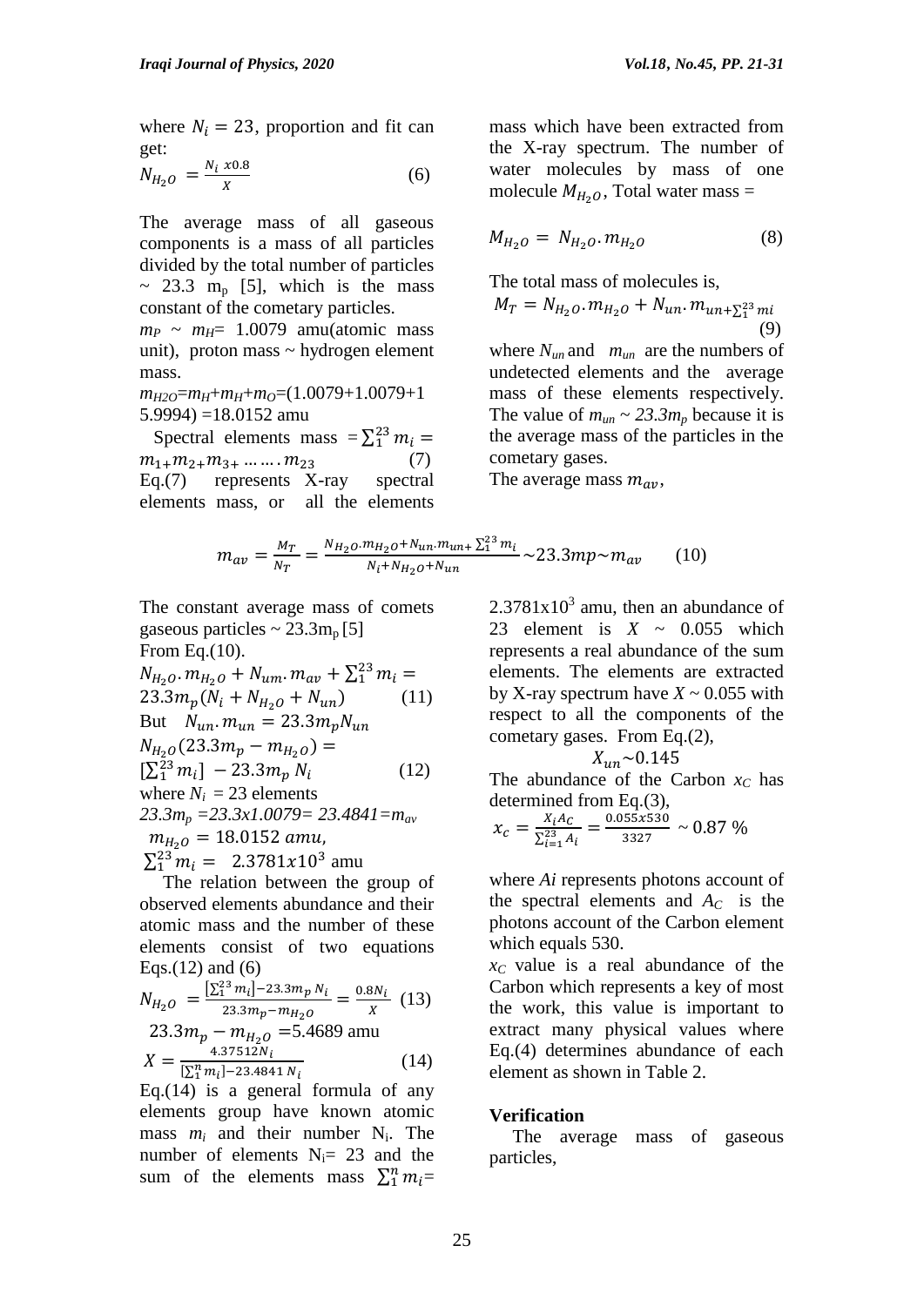where $N_i = 23$, proportion and fit can get:

$$N_{H_2O} = \frac{N_i \, x0.8}{X} \quad (6)$$

The average mass of all gaseous components is a mass of all particles divided by the total number of particles ~ 23.3 $m_p$ [5], which is the mass constant of the cometary particles.

$m_P \sim m_H$= 1.0079 amu(atomic mass unit), proton mass ~ hydrogen element mass.

$m_{H2O}=m_H+m_H+m_O$=(1.0079+1.0079+15.9994) =18.0152 amu

Spectral elements mass $= \sum_1^{23} m_i = m_{1+}m_{2+}m_{3+} \ldots\ldots . m_{23}$ (7)

Eq.(7) represents X-ray spectral elements mass, or all the elements mass which have been extracted from the X-ray spectrum. The number of water molecules by mass of one molecule $M_{H_2O}$, Total water mass =

$$M_{H_2O} = N_{H_2O} . m_{H_2O} \quad (8)$$

The total mass of molecules is,

$$M_T = N_{H_2O} . m_{H_2O} + N_{un} . m_{un+\sum_1^{23} mi} \quad (9)$$

where $N_{un}$ and $m_{un}$ are the numbers of undetected elements and the average mass of these elements respectively. The value of $m_{un} \sim 23.3m_p$ because it is the average mass of the particles in the cometary gases.

The average mass $m_{av}$,

$$m_{av} = \frac{M_T}{N_T} = \frac{N_{H_2O} . m_{H_2O} + N_{un} . m_{un+} \sum_1^{23} m_i}{N_i + N_{H_2O} + N_{un}} \sim 23.3mp \sim m_{av} \quad (10)$$

The constant average mass of comets gaseous particles ~ 23.3$m_p$ [5]

From Eq.(10).

$$N_{H_2O} . m_{H_2O} + N_{um} . m_{av} + \sum_1^{23} m_i = 23.3m_p(N_i + N_{H_2O} + N_{un}) \quad (11)$$

But $N_{un} . m_{un} = 23.3 m_p N_{un}$

$$N_{H_2O}(23.3m_p - m_{H_2O}) = [\sum_1^{23} m_i] - 23.3m_p \, N_i \quad (12)$$

where $N_i$ = 23 elements

$23.3m_p = 23.3x1.0079 = 23.4841 = m_{av}$

$m_{H_2O} = 18.0152 \; amu,$

$\sum_1^{23} m_i = \; 2.3781x10^3$ amu

The relation between the group of observed elements abundance and their atomic mass and the number of these elements consist of two equations Eqs.(12) and (6)

$$N_{H_2O} = \frac{[\sum_1^{23} m_i] - 23.3m_p \, N_i}{23.3m_p - m_{H_2O}} = \frac{0.8N_i}{X} \quad (13)$$

$23.3m_p - m_{H_2O}$ =5.4689 amu

$$X = \frac{4.37512N_i}{[\sum_1^n m_i] - 23.4841 \, N_i} \quad (14)$$

Eq.(14) is a general formula of any elements group have known atomic mass $m_i$ and their number $N_i$. The number of elements $N_i$= 23 and the sum of the elements mass $\sum_1^n m_i$= $2.3781x10^3$ amu, then an abundance of 23 element is $X \sim 0.055$ which represents a real abundance of the sum elements. The elements are extracted by X-ray spectrum have $X$ ~ 0.055 with respect to all the components of the cometary gases. From Eq.(2),

$$X_{un} \sim 0.145$$

The abundance of the Carbon $x_C$ has determined from Eq.(3),

$$x_c = \frac{X_i A_C}{\sum_{i=1}^{23} A_i} = \frac{0.055x530}{3327} \sim 0.87 \, \%$$

where *Ai* represents photons account of the spectral elements and $A_C$ is the photons account of the Carbon element which equals 530.

$x_C$ value is a real abundance of the Carbon which represents a key of most the work, this value is important to extract many physical values where Eq.(4) determines abundance of each element as shown in Table 2.

## Verification

The average mass of gaseous particles,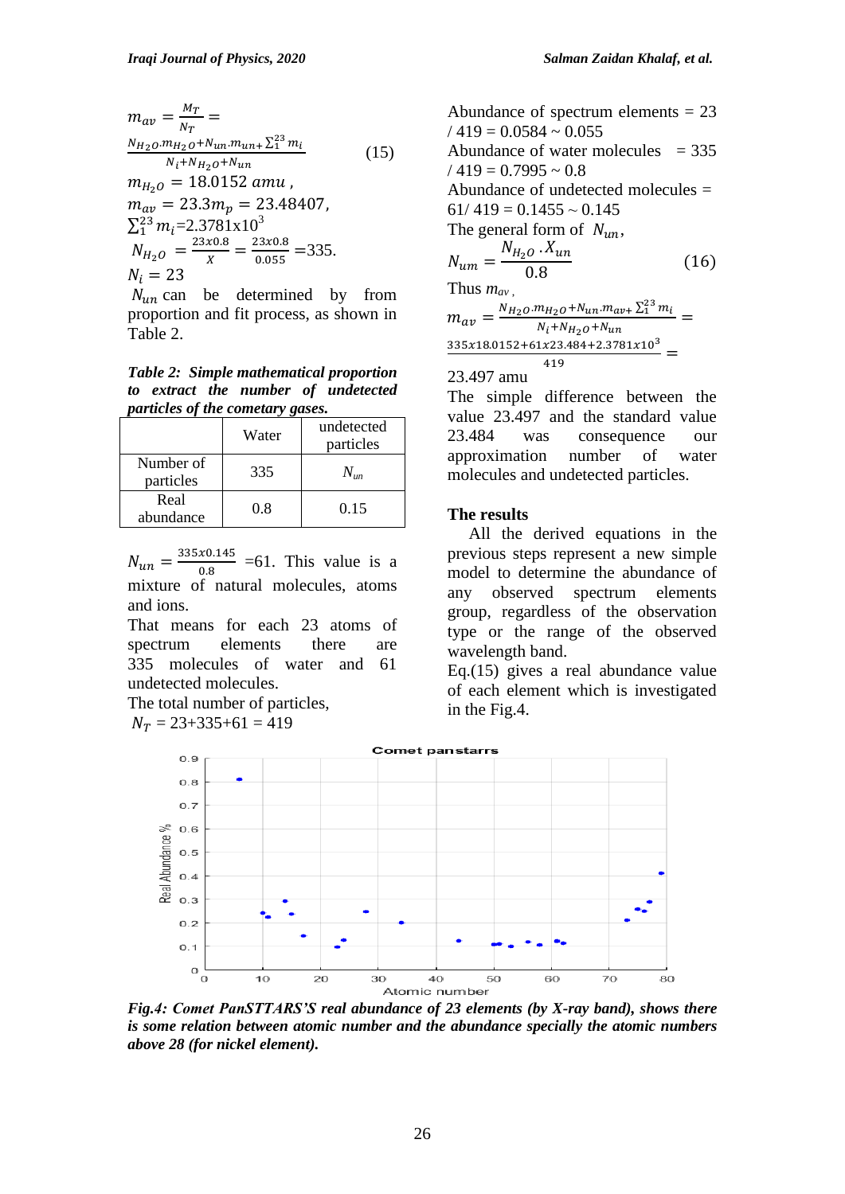$$m_{av} = \frac{M_T}{N_T} = \frac{N_{H_2O}.m_{H_2O}+N_{un}.m_{un}+\sum_1^{23} m_i}{N_i+N_{H_2O}+N_{un}} \quad (15)$$

$m_{H_2O} = 18.0152\ amu$,

$m_{av} = 23.3m_p = 23.48407$,

$\sum_1^{23} m_i$=2.3781x10$^3$

$N_{H_2O} = \frac{23x0.8}{X} = \frac{23x0.8}{0.055}$ =335.

$N_i = 23$

$N_{un}$ can be determined by from proportion and fit process, as shown in Table 2.

***Table 2: Simple mathematical proportion to extract the number of undetected particles of the cometary gases.***

| | Water | undetected particles |
|---|---|---|
| Number of particles | 335 | $N_{un}$ |
| Real abundance | 0.8 | 0.15 |

$N_{un} = \frac{335x0.145}{0.8}$ =61. This value is a mixture of natural molecules, atoms and ions.

That means for each 23 atoms of spectrum elements there are 335 molecules of water and 61 undetected molecules.

The total number of particles,

$N_T$ = 23+335+61 = 419

Abundance of spectrum elements = 23 / 419 = 0.0584 ~ 0.055

Abundance of water molecules = 335 / 419 = 0.7995 ~ 0.8

Abundance of undetected molecules = 61/ 419 = 0.1455 ~ 0.145

The general form of $N_{un}$,

$$N_{um} = \frac{N_{H_2O}\ .X_{un}}{0.8} \quad (16)$$

Thus $m_{av}$,

$$m_{av} = \frac{N_{H_2O}.m_{H_2O}+N_{un}.m_{av}+\sum_1^{23} m_i}{N_i+N_{H_2O}+N_{un}} = \frac{335x18.0152+61x23.484+2.3781x10^3}{419} =$$

23.497 amu

The simple difference between the value 23.497 and the standard value 23.484 was consequence our approximation number of water molecules and undetected particles.

## The results

All the derived equations in the previous steps represent a new simple model to determine the abundance of any observed spectrum elements group, regardless of the observation type or the range of the observed wavelength band.

Eq.(15) gives a real abundance value of each element which is investigated in the Fig.4.

***Fig.4: Comet PanSTTARS'S real abundance of 23 elements (by X-ray band), shows there is some relation between atomic number and the abundance specially the atomic numbers above 28 (for nickel element).***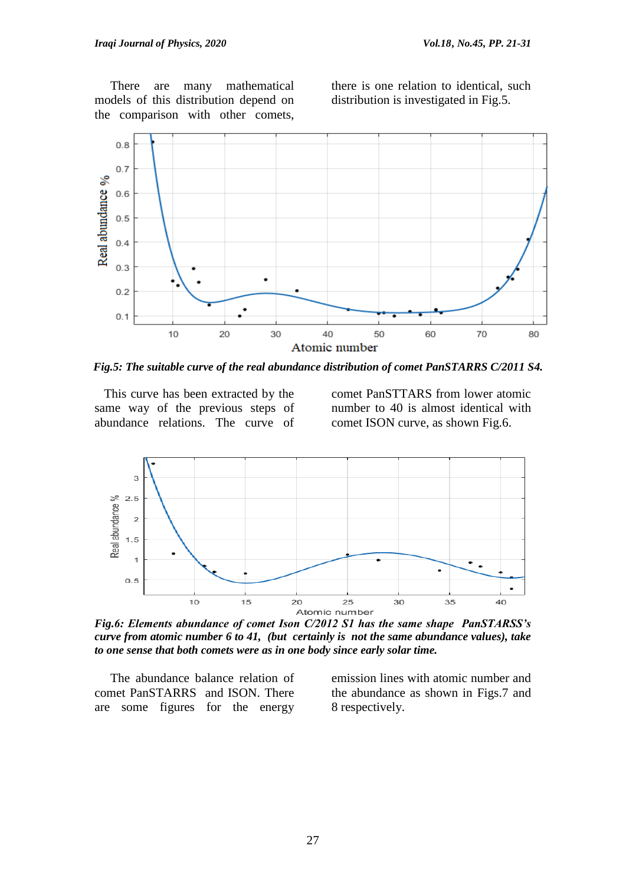There are many mathematical models of this distribution depend on the comparison with other comets, there is one relation to identical, such distribution is investigated in Fig.5.

***Fig.5: The suitable curve of the real abundance distribution of comet PanSTARRS C/2011 S4.***

This curve has been extracted by the same way of the previous steps of abundance relations. The curve of comet PanSTTARS from lower atomic number to 40 is almost identical with comet ISON curve, as shown Fig.6.

***Fig.6: Elements abundance of comet Ison C/2012 S1 has the same shape PanSTARSS's curve from atomic number 6 to 41, (but certainly is not the same abundance values), take to one sense that both comets were as in one body since early solar time.***

The abundance balance relation of comet PanSTARRS and ISON. There are some figures for the energy emission lines with atomic number and the abundance as shown in Figs.7 and 8 respectively.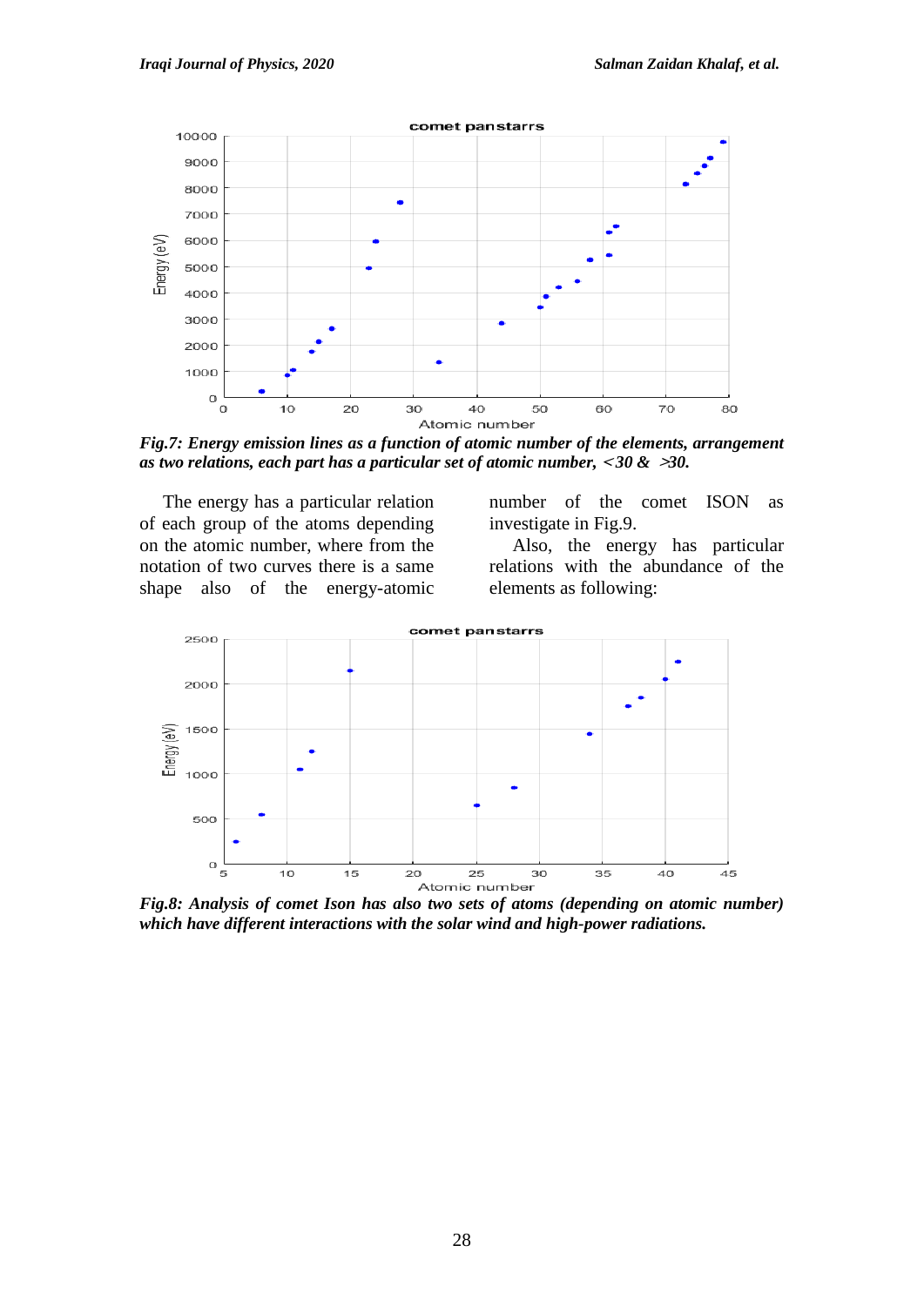*Fig.7: Energy emission lines as a function of atomic number of the elements, arrangement as two relations, each part has a particular set of atomic number, <30 & >30.*

The energy has a particular relation of each group of the atoms depending on the atomic number, where from the notation of two curves there is a same shape also of the energy-atomic number of the comet ISON as investigate in Fig.9.

Also, the energy has particular relations with the abundance of the elements as following:

*Fig.8: Analysis of comet Ison has also two sets of atoms (depending on atomic number) which have different interactions with the solar wind and high-power radiations.*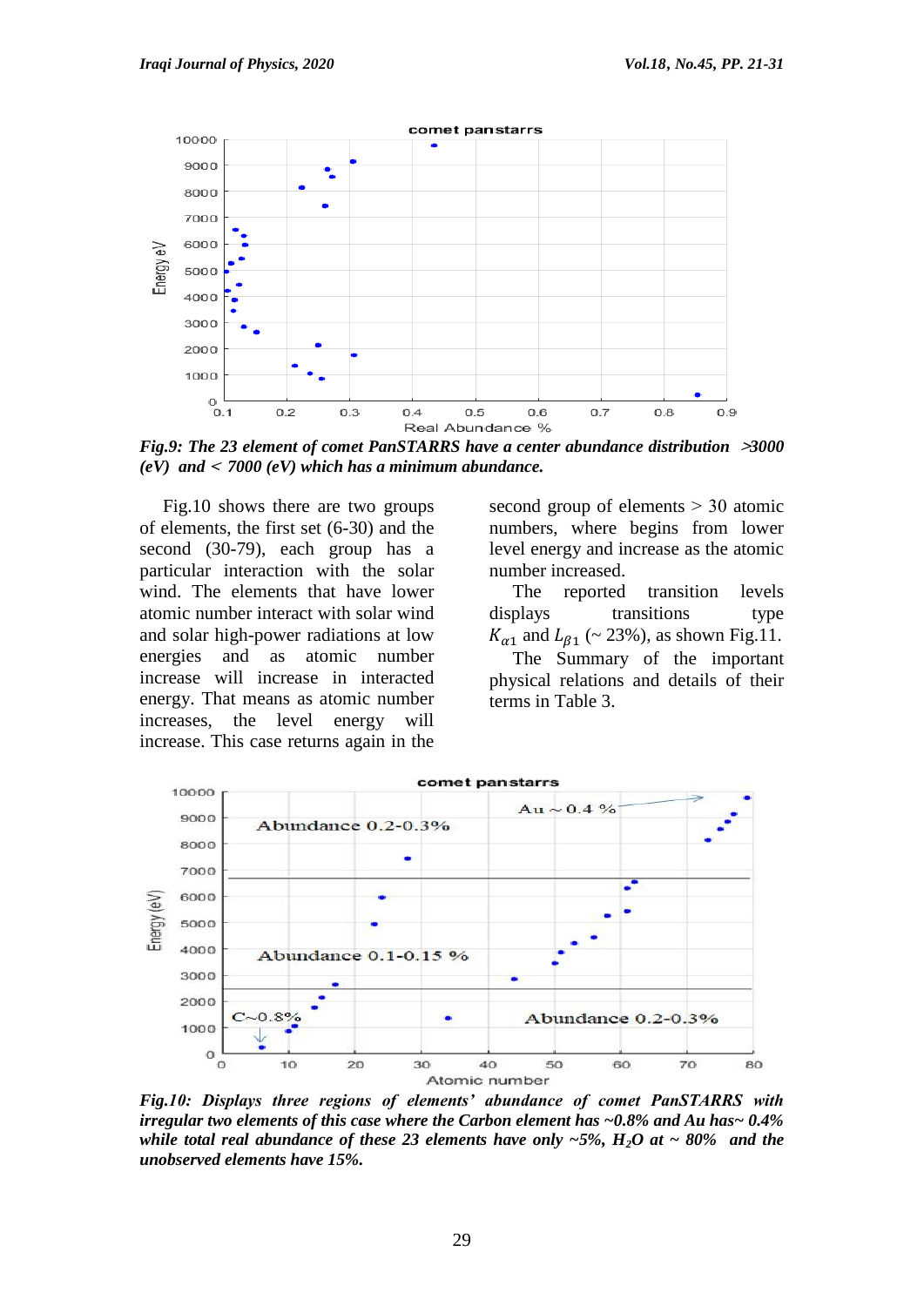*Fig.9: The 23 element of comet PanSTARRS have a center abundance distribution >3000 (eV) and < 7000 (eV) which has a minimum abundance.*

Fig.10 shows there are two groups of elements, the first set (6-30) and the second (30-79), each group has a particular interaction with the solar wind. The elements that have lower atomic number interact with solar wind and solar high-power radiations at low energies and as atomic number increase will increase in interacted energy. That means as atomic number increases, the level energy will increase. This case returns again in the second group of elements > 30 atomic numbers, where begins from lower level energy and increase as the atomic number increased.

The reported transition levels displays transitions type $K_{\alpha 1}$ and $L_{\beta 1}$ (~ 23%), as shown Fig.11.

The Summary of the important physical relations and details of their terms in Table 3.

*Fig.10: Displays three regions of elements' abundance of comet PanSTARRS with irregular two elements of this case where the Carbon element has ~0.8% and Au has~ 0.4% while total real abundance of these 23 elements have only ~5%, $H_2O$ at ~ 80% and the unobserved elements have 15%.*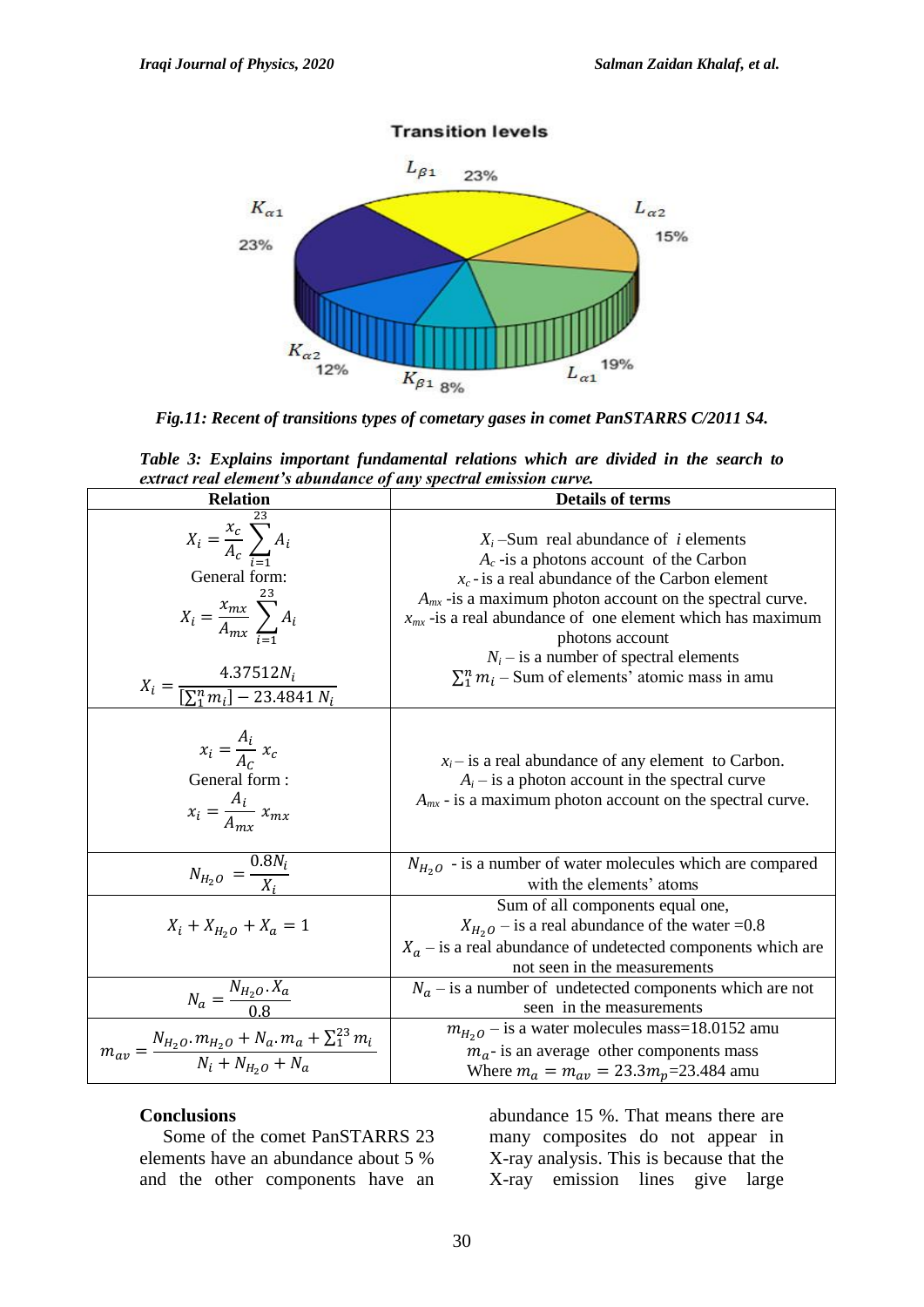**Transition levels**

$L_{\beta 1}$ 23%

$K_{\alpha 1}$ 23%

$L_{\alpha 2}$ 15%

$K_{\alpha 2}$ 12%

$K_{\beta 1}$ 8%

$L_{\alpha 1}$ 19%

***Fig.11: Recent of transitions types of cometary gases in comet PanSTARRS C/2011 S4.***

***Table 3: Explains important fundamental relations which are divided in the search to extract real element's abundance of any spectral emission curve.***

| Relation | Details of terms |
|---|---|
| $X_i = \frac{x_c}{A_c}\sum_{i=1}^{23} A_i$ General form: $X_i = \frac{x_{mx}}{A_{mx}}\sum_{i=1}^{23} A_i$ $X_i = \frac{4.37512 N_i}{[\sum_1^n m_i] - 23.4841\, N_i}$ | $X_i$ – Sum real abundance of $i$ elements; $A_c$ - is a photons account of the Carbon; $x_c$ - is a real abundance of the Carbon element; $A_{mx}$ - is a maximum photon account on the spectral curve. $x_{mx}$ - is a real abundance of one element which has maximum photons account; $N_i$ – is a number of spectral elements; $\sum_1^n m_i$ – Sum of elements' atomic mass in amu |
| $x_i = \frac{A_i}{A_c} x_c$ General form: $x_i = \frac{A_i}{A_{mx}} x_{mx}$ | $x_i$ – is a real abundance of any element to Carbon. $A_i$ – is a photon account in the spectral curve; $A_{mx}$ - is a maximum photon account on the spectral curve. |
| $N_{H_2O} = \frac{0.8 N_i}{X_i}$ | $N_{H_2O}$ - is a number of water molecules which are compared with the elements' atoms |
| $X_i + X_{H_2O} + X_a = 1$ | Sum of all components equal one, $X_{H_2O}$ – is a real abundance of the water =0.8; $X_a$ – is a real abundance of undetected components which are not seen in the measurements |
| $N_a = \frac{N_{H_2O} . X_a}{0.8}$ | $N_a$ – is a number of undetected components which are not seen in the measurements |
| $m_{av} = \frac{N_{H_2O}.m_{H_2O} + N_a.m_a + \sum_1^{23} m_i}{N_i + N_{H_2O} + N_a}$ | $m_{H_2O}$ – is a water molecules mass=18.0152 amu; $m_a$ - is an average other components mass; Where $m_a = m_{av} = 23.3 m_p$=23.484 amu |

## Conclusions

Some of the comet PanSTARRS 23 elements have an abundance about 5 % and the other components have an abundance 15 %. That means there are many composites do not appear in X-ray analysis. This is because that the X-ray emission lines give large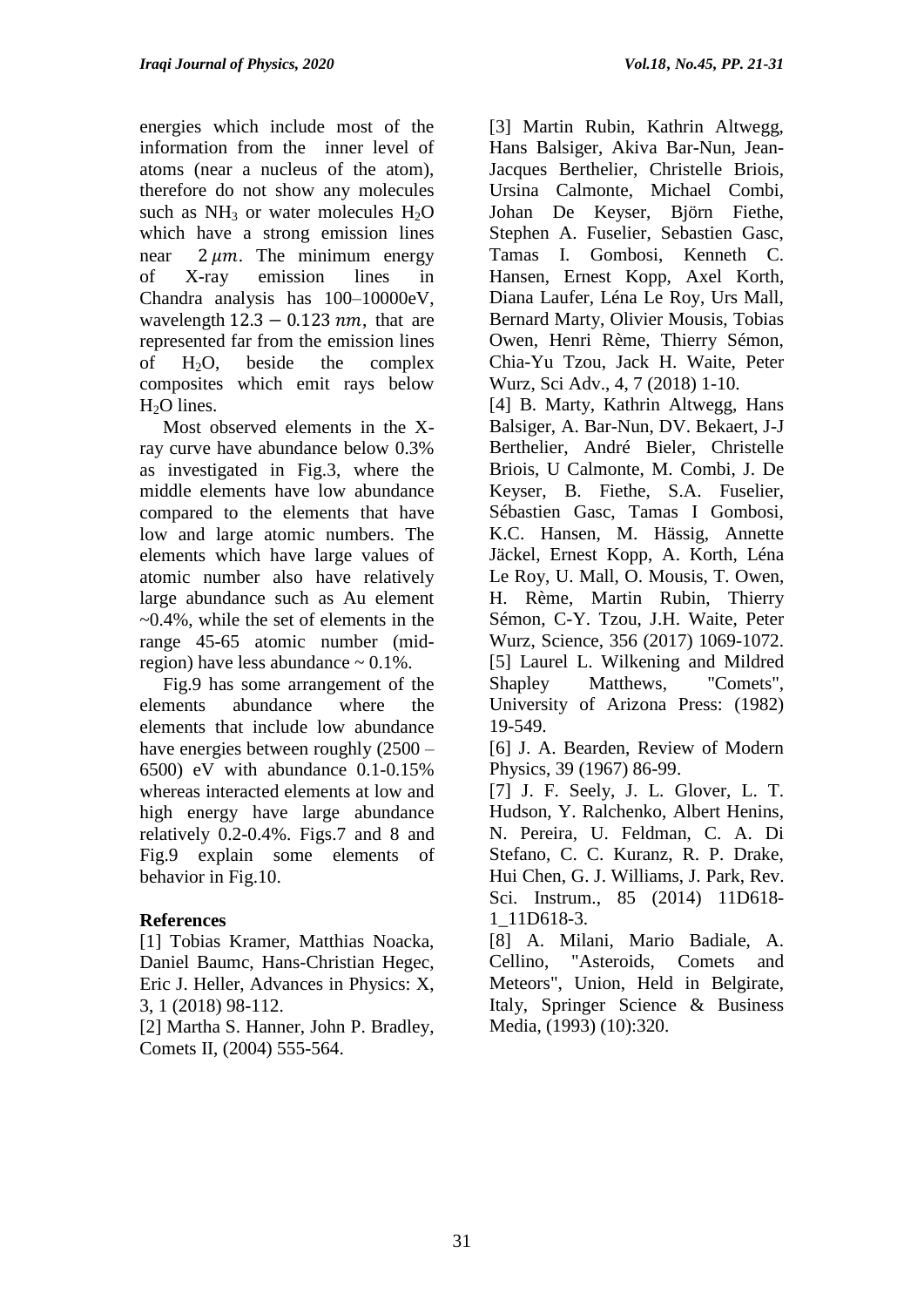energies which include most of the information from the inner level of atoms (near a nucleus of the atom), therefore do not show any molecules such as $NH_3$ or water molecules $H_2O$ which have a strong emission lines near $2\,\mu m$. The minimum energy of X-ray emission lines in Chandra analysis has 100–10000eV, wavelength $12.3 - 0.123\ nm$, that are represented far from the emission lines of $H_2O$, beside the complex composites which emit rays below $H_2O$ lines.

Most observed elements in the X-ray curve have abundance below 0.3% as investigated in Fig.3, where the middle elements have low abundance compared to the elements that have low and large atomic numbers. The elements which have large values of atomic number also have relatively large abundance such as Au element ~0.4%, while the set of elements in the range 45-65 atomic number (mid-region) have less abundance ~ 0.1%.

Fig.9 has some arrangement of the elements abundance where the elements that include low abundance have energies between roughly (2500 – 6500) eV with abundance 0.1-0.15% whereas interacted elements at low and high energy have large abundance relatively 0.2-0.4%. Figs.7 and 8 and Fig.9 explain some elements of behavior in Fig.10.

## References

[1] Tobias Kramer, Matthias Noacka, Daniel Baumc, Hans-Christian Hegec, Eric J. Heller, Advances in Physics: X, 3, 1 (2018) 98-112.

[2] Martha S. Hanner, John P. Bradley, Comets II, (2004) 555-564.

[3] Martin Rubin, Kathrin Altwegg, Hans Balsiger, Akiva Bar-Nun, Jean-Jacques Berthelier, Christelle Briois, Ursina Calmonte, Michael Combi, Johan De Keyser, Björn Fiethe, Stephen A. Fuselier, Sebastien Gasc, Tamas I. Gombosi, Kenneth C. Hansen, Ernest Kopp, Axel Korth, Diana Laufer, Léna Le Roy, Urs Mall, Bernard Marty, Olivier Mousis, Tobias Owen, Henri Rème, Thierry Sémon, Chia-Yu Tzou, Jack H. Waite, Peter Wurz, Sci Adv., 4, 7 (2018) 1-10.

[4] B. Marty, Kathrin Altwegg, Hans Balsiger, A. Bar-Nun, DV. Bekaert, J-J Berthelier, André Bieler, Christelle Briois, U Calmonte, M. Combi, J. De Keyser, B. Fiethe, S.A. Fuselier, Sébastien Gasc, Tamas I Gombosi, K.C. Hansen, M. Hässig, Annette Jäckel, Ernest Kopp, A. Korth, Léna Le Roy, U. Mall, O. Mousis, T. Owen, H. Rème, Martin Rubin, Thierry Sémon, C-Y. Tzou, J.H. Waite, Peter Wurz, Science, 356 (2017) 1069-1072.

[5] Laurel L. Wilkening and Mildred Shapley Matthews, "Comets", University of Arizona Press: (1982) 19-549.

[6] J. A. Bearden, Review of Modern Physics, 39 (1967) 86-99.

[7] J. F. Seely, J. L. Glover, L. T. Hudson, Y. Ralchenko, Albert Henins, N. Pereira, U. Feldman, C. A. Di Stefano, C. C. Kuranz, R. P. Drake, Hui Chen, G. J. Williams, J. Park, Rev. Sci. Instrum., 85 (2014) 11D618-1_11D618-3.

[8] A. Milani, Mario Badiale, A. Cellino, "Asteroids, Comets and Meteors", Union, Held in Belgirate, Italy, Springer Science & Business Media, (1993) (10):320.